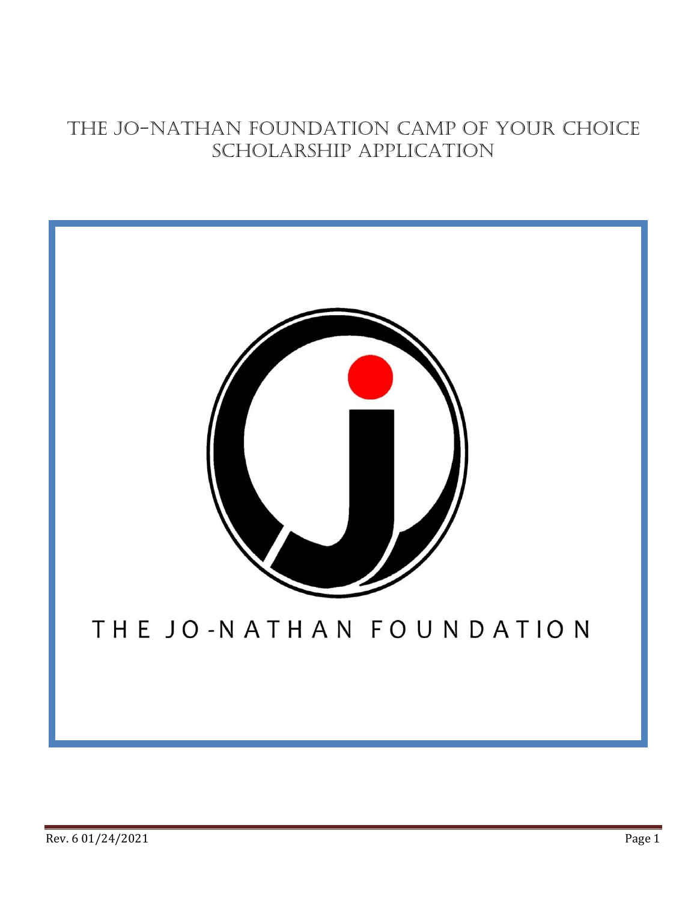# THE JO-NATHAN FOUNDATION CAMP OF YOUR CHOICE SCHOLARSHIP APPLICATION

THE JO-NATHAN FOUNDATION

Rev. 6 01/24/2021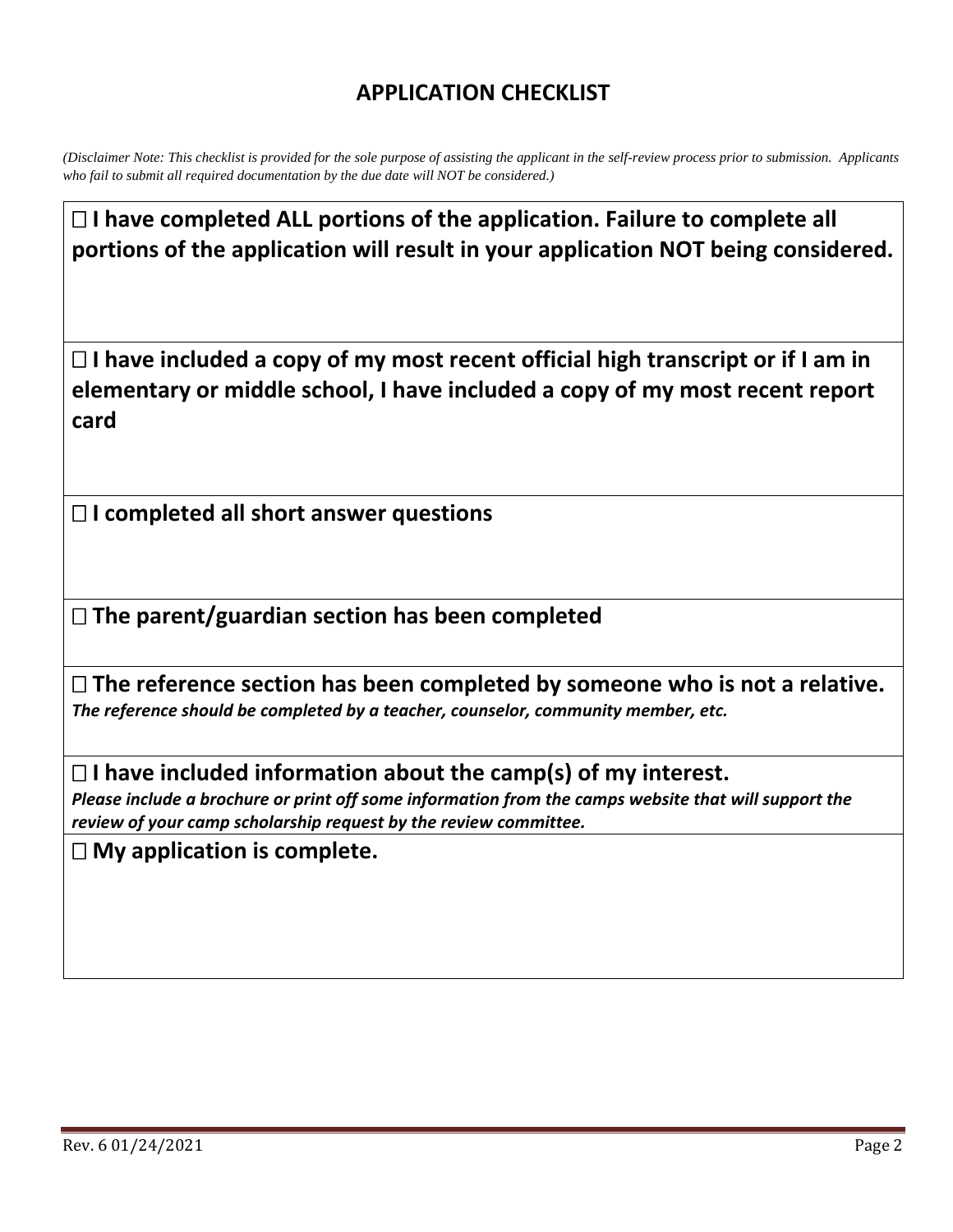# APPLICATION CHECKLIST

*(Disclaimer Note: This checklist is provided for the sole purpose of assisting the applicant in the self-review process prior to submission. Applicants who fail to submit all required documentation by the due date will NOT be considered.)*

☐ **I have completed ALL portions of the application. Failure to complete all portions of the application will result in your application NOT being considered.**

☐ **I have included a copy of my most recent official high transcript or if I am in elementary or middle school, I have included a copy of my most recent report card**

☐ **I completed all short answer questions**

☐ **The parent/guardian section has been completed**

☐ **The reference section has been completed by someone who is not a relative.**
***The reference should be completed by a teacher, counselor, community member, etc.***

☐ **I have included information about the camp(s) of my interest.**
***Please include a brochure or print off some information from the camps website that will support the review of your camp scholarship request by the review committee.***

☐ **My application is complete.**

Rev. 6 01/24/2021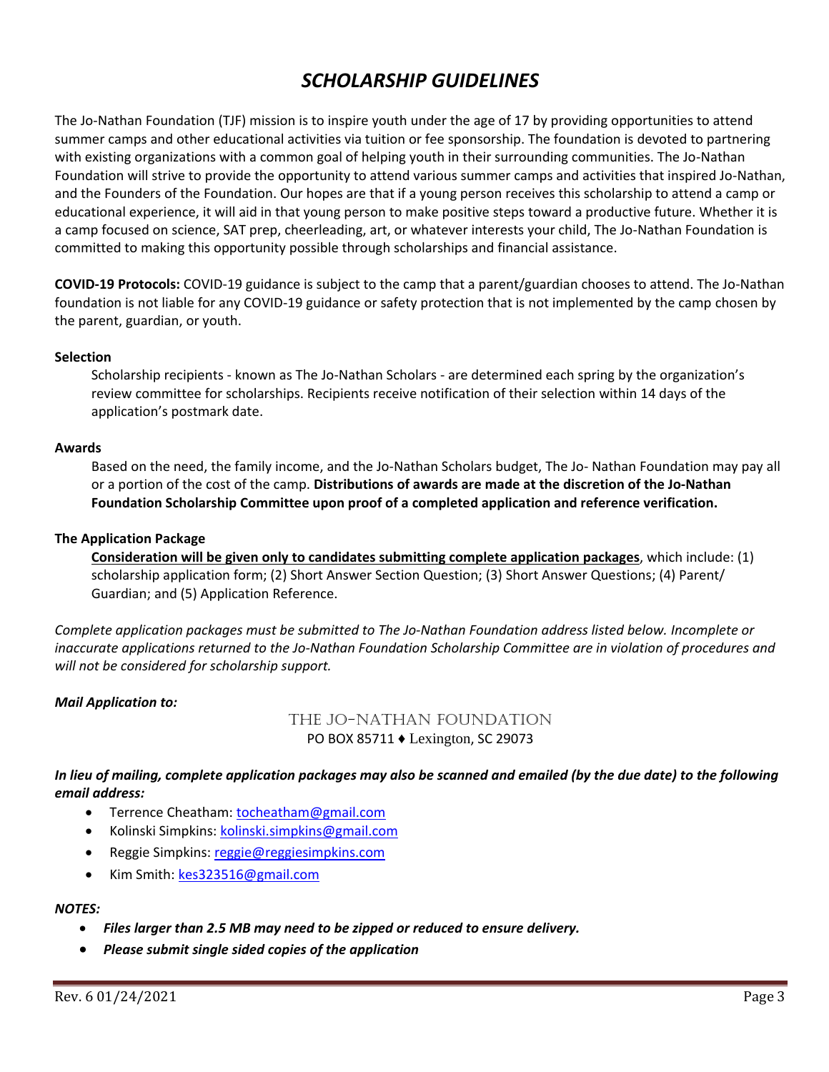# *SCHOLARSHIP GUIDELINES*

The Jo-Nathan Foundation (TJF) mission is to inspire youth under the age of 17 by providing opportunities to attend summer camps and other educational activities via tuition or fee sponsorship. The foundation is devoted to partnering with existing organizations with a common goal of helping youth in their surrounding communities. The Jo-Nathan Foundation will strive to provide the opportunity to attend various summer camps and activities that inspired Jo-Nathan, and the Founders of the Foundation. Our hopes are that if a young person receives this scholarship to attend a camp or educational experience, it will aid in that young person to make positive steps toward a productive future. Whether it is a camp focused on science, SAT prep, cheerleading, art, or whatever interests your child, The Jo-Nathan Foundation is committed to making this opportunity possible through scholarships and financial assistance.

**COVID-19 Protocols:** COVID-19 guidance is subject to the camp that a parent/guardian chooses to attend. The Jo-Nathan foundation is not liable for any COVID-19 guidance or safety protection that is not implemented by the camp chosen by the parent, guardian, or youth.

**Selection**

Scholarship recipients - known as The Jo-Nathan Scholars - are determined each spring by the organization's review committee for scholarships. Recipients receive notification of their selection within 14 days of the application's postmark date.

**Awards**

Based on the need, the family income, and the Jo-Nathan Scholars budget, The Jo- Nathan Foundation may pay all or a portion of the cost of the camp. **Distributions of awards are made at the discretion of the Jo-Nathan Foundation Scholarship Committee upon proof of a completed application and reference verification.**

**The Application Package**

**Consideration will be given only to candidates submitting complete application packages**, which include: (1) scholarship application form; (2) Short Answer Section Question; (3) Short Answer Questions; (4) Parent/ Guardian; and (5) Application Reference.

*Complete application packages must be submitted to The Jo-Nathan Foundation address listed below. Incomplete or inaccurate applications returned to the Jo-Nathan Foundation Scholarship Committee are in violation of procedures and will not be considered for scholarship support.*

***Mail Application to:***

THE JO-NATHAN FOUNDATION
PO BOX 85711 ♦ Lexington, SC 29073

***In lieu of mailing, complete application packages may also be scanned and emailed (by the due date) to the following email address:***

- Terrence Cheatham: tocheatham@gmail.com
- Kolinski Simpkins: kolinski.simpkins@gmail.com
- Reggie Simpkins: reggie@reggiesimpkins.com
- Kim Smith: kes323516@gmail.com

***NOTES:***

- ***Files larger than 2.5 MB may need to be zipped or reduced to ensure delivery.***
- ***Please submit single sided copies of the application***

Rev. 6 01/24/2021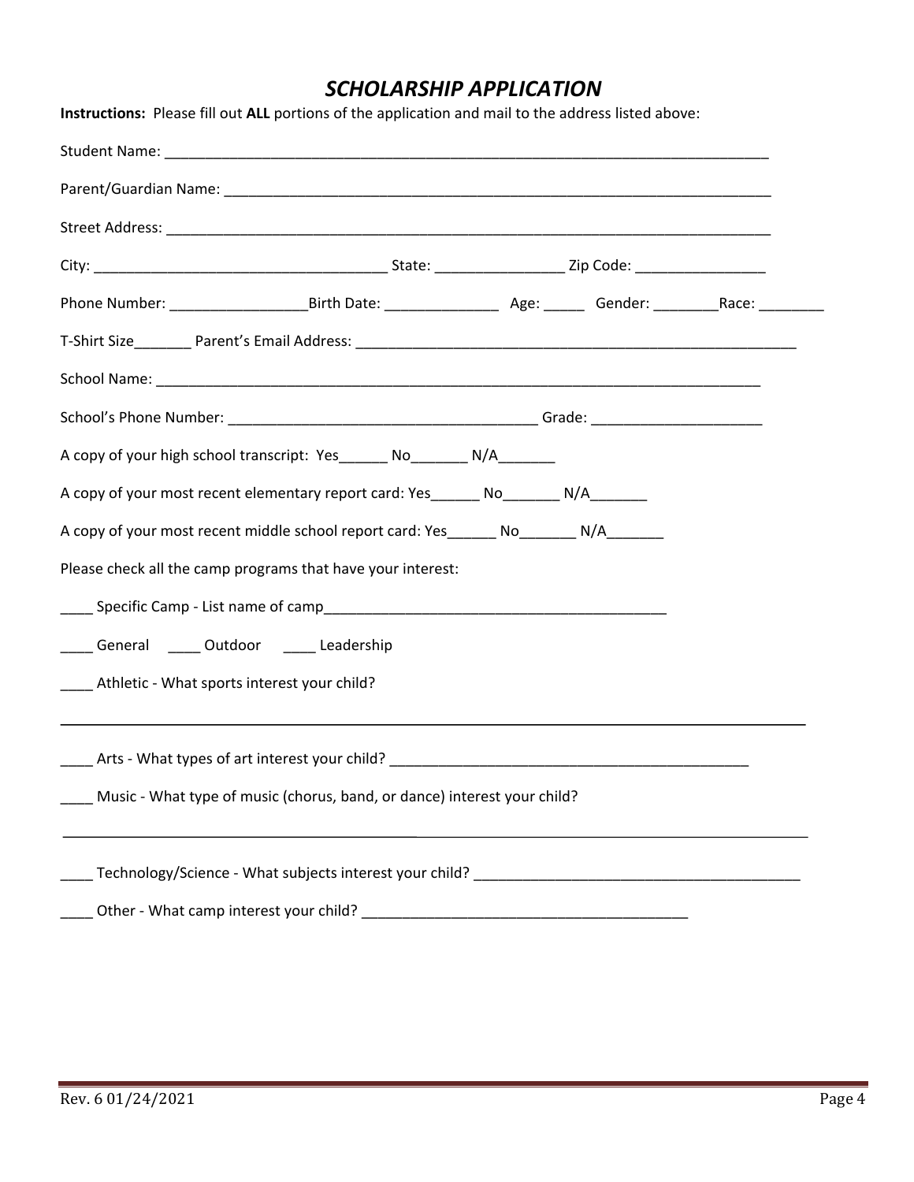# *SCHOLARSHIP APPLICATION*

**Instructions:** Please fill out **ALL** portions of the application and mail to the address listed above:

Student Name: ______________________________________________________________________________

Parent/Guardian Name: _________________________________________________________________________

Street Address: ______________________________________________________________________________

City: _____________________________________ State: ________________ Zip Code: ________________

Phone Number: _________________Birth Date: ______________ Age: _____ Gender: ________Race: ________

T-Shirt Size_______ Parent's Email Address: ________________________________________________________

School Name: _______________________________________________________________________________

School's Phone Number: _______________________________________ Grade: _____________________

A copy of your high school transcript: Yes______ No_______ N/A_______

A copy of your most recent elementary report card: Yes______ No_______ N/A_______

A copy of your most recent middle school report card: Yes______ No_______ N/A_______

Please check all the camp programs that have your interest:

____ Specific Camp - List name of camp___________________________________________

____ General ____ Outdoor ____ Leadership

____ Athletic - What sports interest your child?

_____________________________________________________________________________________________

____ Arts - What types of art interest your child? ______________________________________________

____ Music - What type of music (chorus, band, or dance) interest your child?

_____________________________________________________________________________________________

____ Technology/Science - What subjects interest your child? ________________________________________

____ Other - What camp interest your child? ________________________________________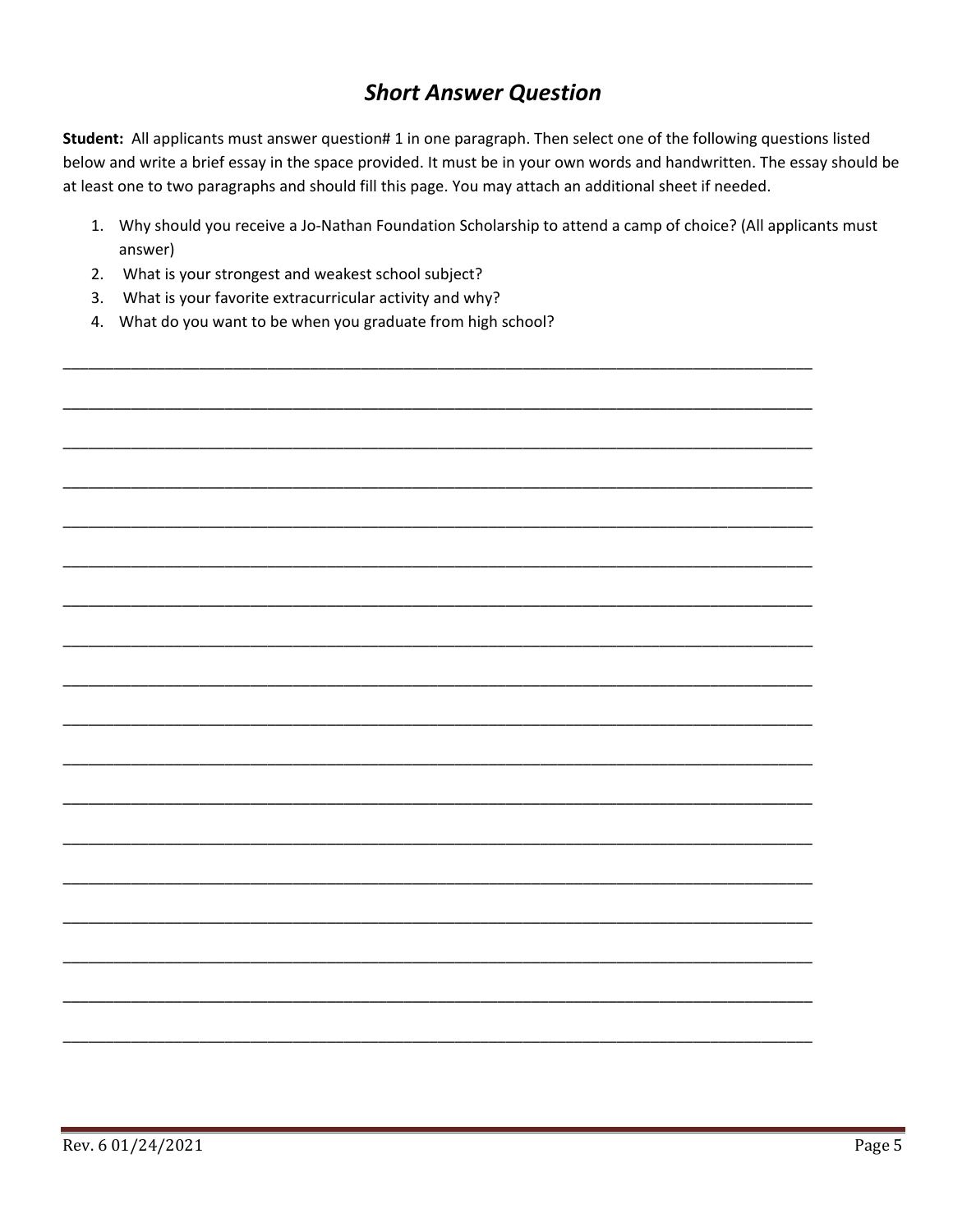## *Short Answer Question*

**Student:** All applicants must answer question# 1 in one paragraph. Then select one of the following questions listed below and write a brief essay in the space provided. It must be in your own words and handwritten. The essay should be at least one to two paragraphs and should fill this page. You may attach an additional sheet if needed.

1. Why should you receive a Jo-Nathan Foundation Scholarship to attend a camp of choice? (All applicants must answer)
2. What is your strongest and weakest school subject?
3. What is your favorite extracurricular activity and why?
4. What do you want to be when you graduate from high school?

\_\_\_\_\_\_\_\_\_\_\_\_\_\_\_\_\_\_\_\_\_\_\_\_\_\_\_\_\_\_\_\_\_\_\_\_\_\_\_\_\_\_\_\_\_\_\_\_\_\_\_\_\_\_\_\_\_\_\_\_\_\_\_\_\_\_\_\_\_\_\_\_\_\_\_\_\_\_

\_\_\_\_\_\_\_\_\_\_\_\_\_\_\_\_\_\_\_\_\_\_\_\_\_\_\_\_\_\_\_\_\_\_\_\_\_\_\_\_\_\_\_\_\_\_\_\_\_\_\_\_\_\_\_\_\_\_\_\_\_\_\_\_\_\_\_\_\_\_\_\_\_\_\_\_\_\_

\_\_\_\_\_\_\_\_\_\_\_\_\_\_\_\_\_\_\_\_\_\_\_\_\_\_\_\_\_\_\_\_\_\_\_\_\_\_\_\_\_\_\_\_\_\_\_\_\_\_\_\_\_\_\_\_\_\_\_\_\_\_\_\_\_\_\_\_\_\_\_\_\_\_\_\_\_\_

\_\_\_\_\_\_\_\_\_\_\_\_\_\_\_\_\_\_\_\_\_\_\_\_\_\_\_\_\_\_\_\_\_\_\_\_\_\_\_\_\_\_\_\_\_\_\_\_\_\_\_\_\_\_\_\_\_\_\_\_\_\_\_\_\_\_\_\_\_\_\_\_\_\_\_\_\_\_

\_\_\_\_\_\_\_\_\_\_\_\_\_\_\_\_\_\_\_\_\_\_\_\_\_\_\_\_\_\_\_\_\_\_\_\_\_\_\_\_\_\_\_\_\_\_\_\_\_\_\_\_\_\_\_\_\_\_\_\_\_\_\_\_\_\_\_\_\_\_\_\_\_\_\_\_\_\_

\_\_\_\_\_\_\_\_\_\_\_\_\_\_\_\_\_\_\_\_\_\_\_\_\_\_\_\_\_\_\_\_\_\_\_\_\_\_\_\_\_\_\_\_\_\_\_\_\_\_\_\_\_\_\_\_\_\_\_\_\_\_\_\_\_\_\_\_\_\_\_\_\_\_\_\_\_\_

\_\_\_\_\_\_\_\_\_\_\_\_\_\_\_\_\_\_\_\_\_\_\_\_\_\_\_\_\_\_\_\_\_\_\_\_\_\_\_\_\_\_\_\_\_\_\_\_\_\_\_\_\_\_\_\_\_\_\_\_\_\_\_\_\_\_\_\_\_\_\_\_\_\_\_\_\_\_

\_\_\_\_\_\_\_\_\_\_\_\_\_\_\_\_\_\_\_\_\_\_\_\_\_\_\_\_\_\_\_\_\_\_\_\_\_\_\_\_\_\_\_\_\_\_\_\_\_\_\_\_\_\_\_\_\_\_\_\_\_\_\_\_\_\_\_\_\_\_\_\_\_\_\_\_\_\_

\_\_\_\_\_\_\_\_\_\_\_\_\_\_\_\_\_\_\_\_\_\_\_\_\_\_\_\_\_\_\_\_\_\_\_\_\_\_\_\_\_\_\_\_\_\_\_\_\_\_\_\_\_\_\_\_\_\_\_\_\_\_\_\_\_\_\_\_\_\_\_\_\_\_\_\_\_\_

\_\_\_\_\_\_\_\_\_\_\_\_\_\_\_\_\_\_\_\_\_\_\_\_\_\_\_\_\_\_\_\_\_\_\_\_\_\_\_\_\_\_\_\_\_\_\_\_\_\_\_\_\_\_\_\_\_\_\_\_\_\_\_\_\_\_\_\_\_\_\_\_\_\_\_\_\_\_

\_\_\_\_\_\_\_\_\_\_\_\_\_\_\_\_\_\_\_\_\_\_\_\_\_\_\_\_\_\_\_\_\_\_\_\_\_\_\_\_\_\_\_\_\_\_\_\_\_\_\_\_\_\_\_\_\_\_\_\_\_\_\_\_\_\_\_\_\_\_\_\_\_\_\_\_\_\_

\_\_\_\_\_\_\_\_\_\_\_\_\_\_\_\_\_\_\_\_\_\_\_\_\_\_\_\_\_\_\_\_\_\_\_\_\_\_\_\_\_\_\_\_\_\_\_\_\_\_\_\_\_\_\_\_\_\_\_\_\_\_\_\_\_\_\_\_\_\_\_\_\_\_\_\_\_\_

\_\_\_\_\_\_\_\_\_\_\_\_\_\_\_\_\_\_\_\_\_\_\_\_\_\_\_\_\_\_\_\_\_\_\_\_\_\_\_\_\_\_\_\_\_\_\_\_\_\_\_\_\_\_\_\_\_\_\_\_\_\_\_\_\_\_\_\_\_\_\_\_\_\_\_\_\_\_

\_\_\_\_\_\_\_\_\_\_\_\_\_\_\_\_\_\_\_\_\_\_\_\_\_\_\_\_\_\_\_\_\_\_\_\_\_\_\_\_\_\_\_\_\_\_\_\_\_\_\_\_\_\_\_\_\_\_\_\_\_\_\_\_\_\_\_\_\_\_\_\_\_\_\_\_\_\_

\_\_\_\_\_\_\_\_\_\_\_\_\_\_\_\_\_\_\_\_\_\_\_\_\_\_\_\_\_\_\_\_\_\_\_\_\_\_\_\_\_\_\_\_\_\_\_\_\_\_\_\_\_\_\_\_\_\_\_\_\_\_\_\_\_\_\_\_\_\_\_\_\_\_\_\_\_\_

\_\_\_\_\_\_\_\_\_\_\_\_\_\_\_\_\_\_\_\_\_\_\_\_\_\_\_\_\_\_\_\_\_\_\_\_\_\_\_\_\_\_\_\_\_\_\_\_\_\_\_\_\_\_\_\_\_\_\_\_\_\_\_\_\_\_\_\_\_\_\_\_\_\_\_\_\_\_

\_\_\_\_\_\_\_\_\_\_\_\_\_\_\_\_\_\_\_\_\_\_\_\_\_\_\_\_\_\_\_\_\_\_\_\_\_\_\_\_\_\_\_\_\_\_\_\_\_\_\_\_\_\_\_\_\_\_\_\_\_\_\_\_\_\_\_\_\_\_\_\_\_\_\_\_\_\_

\_\_\_\_\_\_\_\_\_\_\_\_\_\_\_\_\_\_\_\_\_\_\_\_\_\_\_\_\_\_\_\_\_\_\_\_\_\_\_\_\_\_\_\_\_\_\_\_\_\_\_\_\_\_\_\_\_\_\_\_\_\_\_\_\_\_\_\_\_\_\_\_\_\_\_\_\_\_

Rev. 6 01/24/2021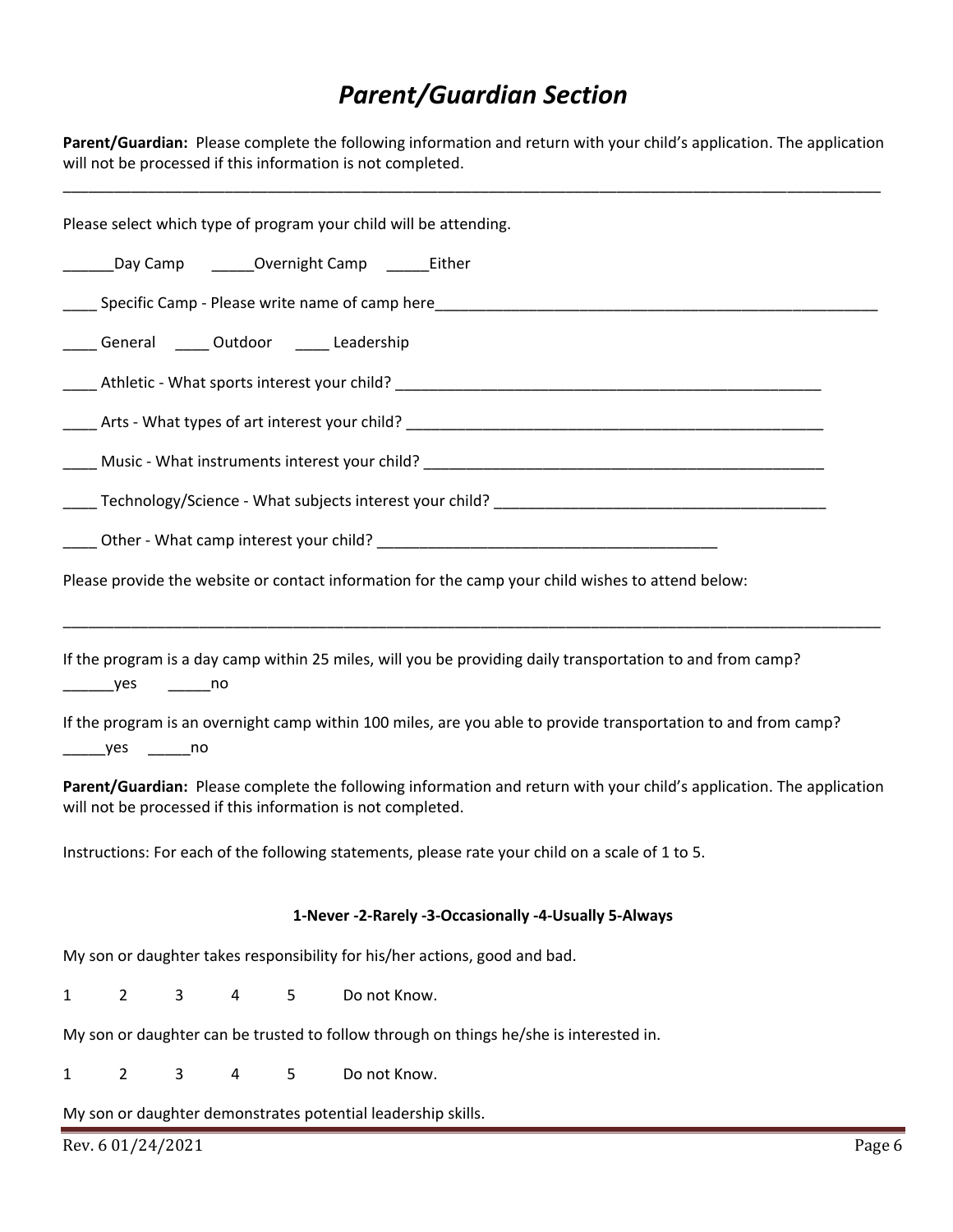# *Parent/Guardian Section*

**Parent/Guardian:** Please complete the following information and return with your child's application. The application will not be processed if this information is not completed.

---

Please select which type of program your child will be attending.

______Day Camp  _____Overnight Camp  _____Either

____ Specific Camp - Please write name of camp here_______________________________________________________

____ General  ____ Outdoor  ____ Leadership

____ Athletic - What sports interest your child? ____________________________________________________

____ Arts - What types of art interest your child? ___________________________________________________

____ Music - What instruments interest your child? _________________________________________________

____ Technology/Science - What subjects interest your child? _________________________________________

____ Other - What camp interest your child? ________________________________________

Please provide the website or contact information for the camp your child wishes to attend below:

---

If the program is a day camp within 25 miles, will you be providing daily transportation to and from camp?

______yes  _____no

If the program is an overnight camp within 100 miles, are you able to provide transportation to and from camp?

_____yes  _____no

**Parent/Guardian:** Please complete the following information and return with your child's application. The application will not be processed if this information is not completed.

Instructions: For each of the following statements, please rate your child on a scale of 1 to 5.

**1-Never -2-Rarely -3-Occasionally -4-Usually 5-Always**

My son or daughter takes responsibility for his/her actions, good and bad.

1  2  3  4  5  Do not Know.

My son or daughter can be trusted to follow through on things he/she is interested in.

1  2  3  4  5  Do not Know.

My son or daughter demonstrates potential leadership skills.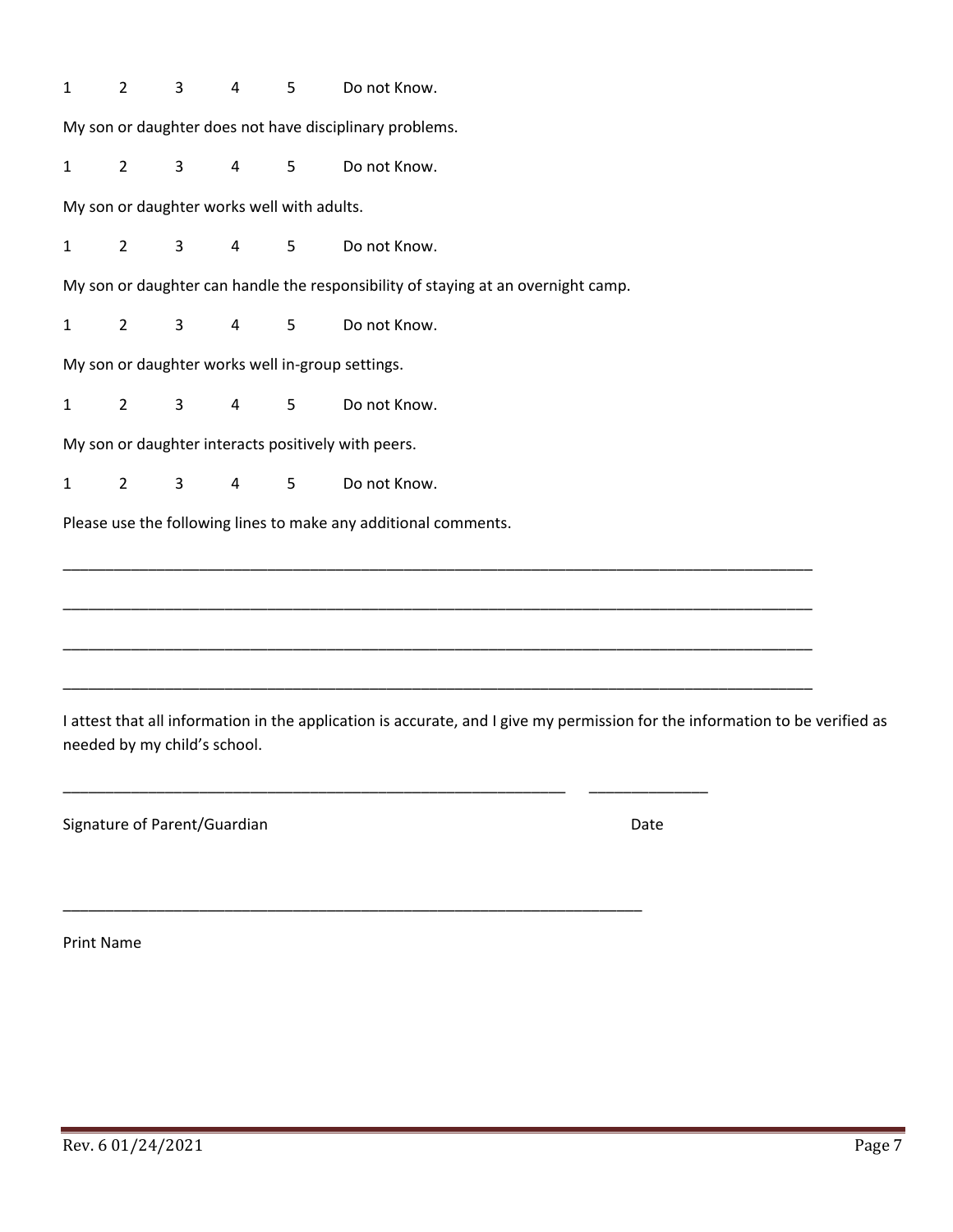1 2 3 4 5 Do not Know.

My son or daughter does not have disciplinary problems.

1 2 3 4 5 Do not Know.

My son or daughter works well with adults.

1 2 3 4 5 Do not Know.

My son or daughter can handle the responsibility of staying at an overnight camp.

1 2 3 4 5 Do not Know.

My son or daughter works well in-group settings.

1 2 3 4 5 Do not Know.

My son or daughter interacts positively with peers.

1 2 3 4 5 Do not Know.

Please use the following lines to make any additional comments.

______________________________________________________________________________________

______________________________________________________________________________________

______________________________________________________________________________________

______________________________________________________________________________________

I attest that all information in the application is accurate, and I give my permission for the information to be verified as needed by my child's school.

_________________________________________________________ _____________

Signature of Parent/Guardian Date

__________________________________________________________________

Print Name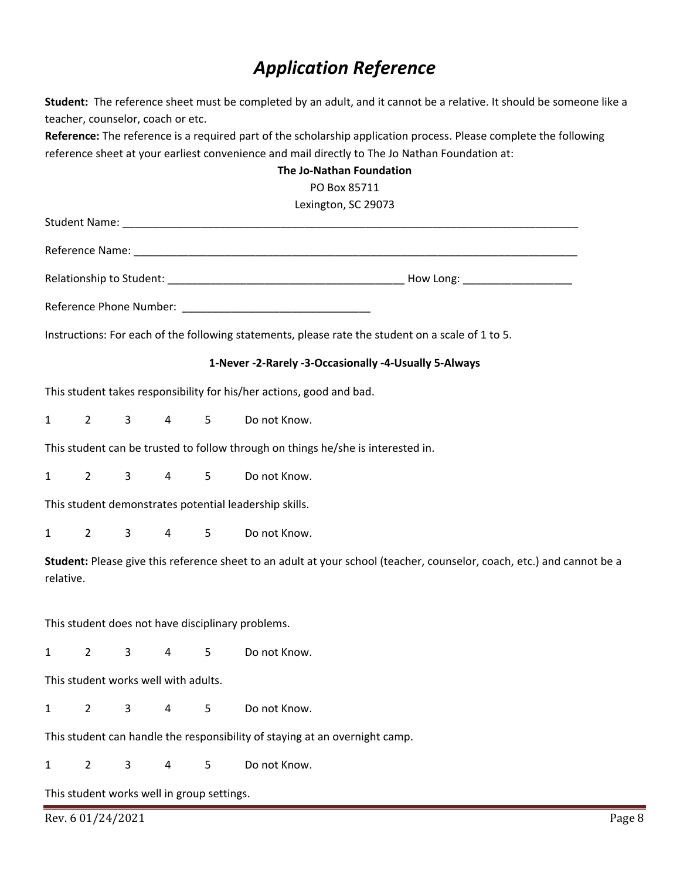# *Application Reference*

**Student:** The reference sheet must be completed by an adult, and it cannot be a relative. It should be someone like a teacher, counselor, coach or etc.

**Reference:** The reference is a required part of the scholarship application process. Please complete the following reference sheet at your earliest convenience and mail directly to The Jo Nathan Foundation at:

**The Jo-Nathan Foundation**
PO Box 85711
Lexington, SC 29073

Student Name: ______________________________________________________________________________

Reference Name: ____________________________________________________________________________

Relationship to Student: _______________________________________ How Long: __________________

Reference Phone Number: _______________________________

Instructions: For each of the following statements, please rate the student on a scale of 1 to 5.

**1-Never -2-Rarely -3-Occasionally -4-Usually 5-Always**

This student takes responsibility for his/her actions, good and bad.

1 2 3 4 5 Do not Know.

This student can be trusted to follow through on things he/she is interested in.

1 2 3 4 5 Do not Know.

This student demonstrates potential leadership skills.

1 2 3 4 5 Do not Know.

**Student:** Please give this reference sheet to an adult at your school (teacher, counselor, coach, etc.) and cannot be a relative.

This student does not have disciplinary problems.

1 2 3 4 5 Do not Know.

This student works well with adults.

1 2 3 4 5 Do not Know.

This student can handle the responsibility of staying at an overnight camp.

1 2 3 4 5 Do not Know.

This student works well in group settings.

Rev. 6 01/24/2021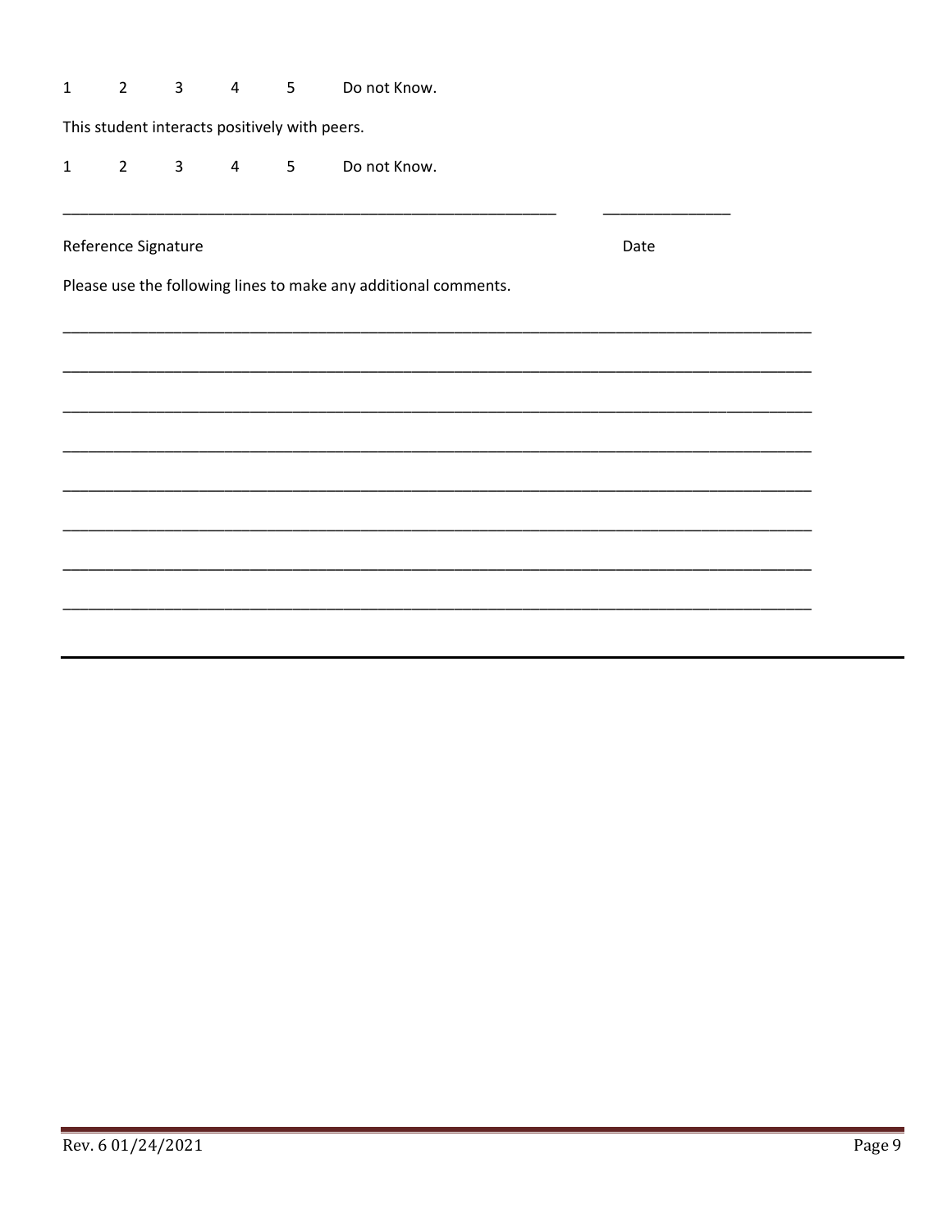1 2 3 4 5 Do not Know.

This student interacts positively with peers.

1 2 3 4 5 Do not Know.

_____________________________________________________ ______________

Reference Signature Date

Please use the following lines to make any additional comments.

_______________________________________________________________________________

_______________________________________________________________________________

_______________________________________________________________________________

_______________________________________________________________________________

_______________________________________________________________________________

_______________________________________________________________________________

_______________________________________________________________________________

_______________________________________________________________________________